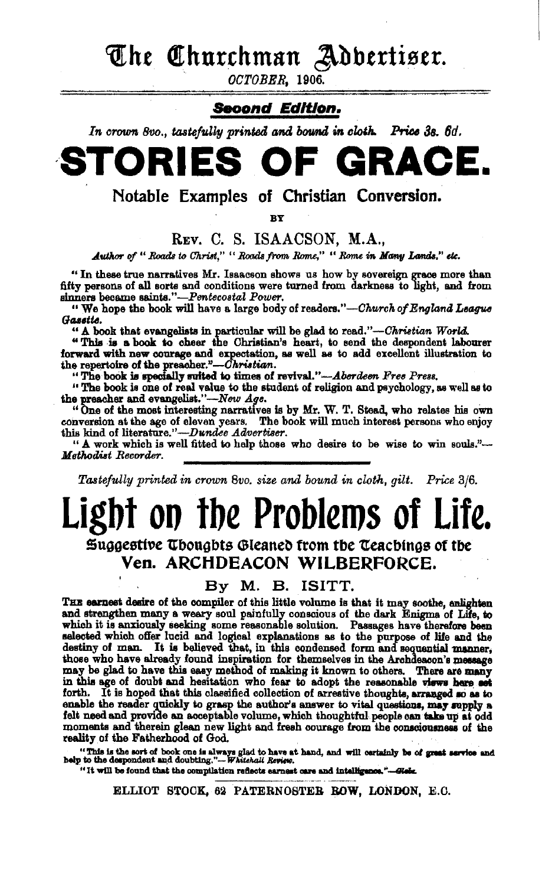# The Churchman Advertiser.

*OCTOBER, 1906.*

**Second Edition.**

*In crown 8vo., tastefully printed and bound in cloth.* **Price 3s. 6d.**

# STORIES OF GRACE.

## Notable Examples of Christian Conversion.

BY

REV. C. S. ISAACSON, M.A.,

*Author of "Roads to Christ," "Roads from Rome," "Rome in Many Lands," etc.*

"In these true narratives Mr. Isaacson shows us how by sovereign grace more than fifty persons of all sorts and conditions were turned from darkness to light, and from sinners became saints."—*Pentecostal Power.*

"We hope the book will have a large body of readers."—*Church of England League Gazette.*

"A book that evangelists in particular will be glad to read."—*Christian World.*

"This is a book to cheer the Christian's heart, to send the despondent labourer forward with new courage and expectation, as well as to add excellent illustration to the repertoire of the preacher."—*Christian.*

"The book is specially suited to times of revival."—*Aberdeen Free Press.*

"The book is one of real value to the student of religion and psychology, as well as to the preacher and evangelist."—*New Age.*

"One of the most interesting narratives is by Mr. W. T. Stead, who relates his own conversion at the age of eleven years. The book will much interest persons who enjoy this kind of literature."—*Dundee Advertiser.*

"A work which is well fitted to help those who desire to be wise to win souls."—*Methodist Recorder.*

---

*Tastefully printed in crown 8vo. size and bound in cloth, gilt. Price 3/6.*

# Light on the Problems of Life.

## Suggestive Thoughts Gleaned from the Teachings of the Ven. ARCHDEACON WILBERFORCE.

By M. B. ISITT.

THE earnest desire of the compiler of this little volume is that it may soothe, enlighten and strengthen many a weary soul painfully conscious of the dark Enigma of Life, to which it is anxiously seeking some reasonable solution. Passages have therefore been selected which offer lucid and logical explanations as to the purpose of life and the destiny of man. It is believed that, in this condensed form and sequential manner, those who have already found inspiration for themselves in the Archdeacon's message may be glad to have this easy method of making it known to others. There are many in this age of doubt and hesitation who fear to adopt the reasonable views here set forth. It is hoped that this classified collection of arrestive thoughts, arranged so as to enable the reader quickly to grasp the author's answer to vital questions, may supply a felt need and provide an acceptable volume, which thoughtful people can take up at odd moments and therein glean new light and fresh courage from the consciousness of the reality of the Fatherhood of God.

"This is the sort of book one is always glad to have at hand, and will certainly be of great service and help to the despondent and doubting."—*Whitehall Review.*

"It will be found that the compilation reflects earnest care and intelligence."—*Globe.*

ELLIOT STOCK, 62 PATERNOSTER ROW, LONDON, E.C.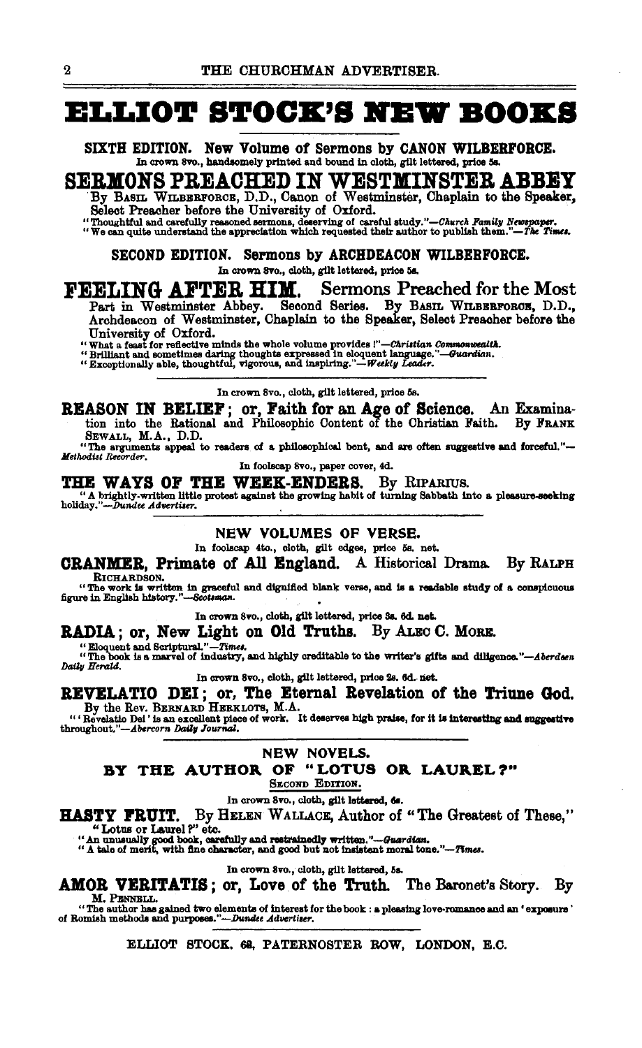# ELLIOT STOCK'S NEW BOOKS

**SIXTH EDITION. New Volume of Sermons by CANON WILBERFORCE.**

In crown 8vo., handsomely printed and bound in cloth, gilt lettered, price 5s.

## SERMONS PREACHED IN WESTMINSTER ABBEY

By BASIL WILBERFORCE, D.D., Canon of Westminster, Chaplain to the Speaker, Select Preacher before the University of Oxford.

"Thoughtful and carefully reasoned sermons, deserving of careful study."—*Church Family Newspaper.*
"We can quite understand the appreciation which requested their author to publish them."—*The Times.*

---

**SECOND EDITION. Sermons by ARCHDEACON WILBERFORCE.**

In crown 8vo., cloth, gilt lettered, price 5s.

## FEELING AFTER HIM. Sermons Preached for the Most Part in Westminster Abbey.

Second Series. By BASIL WILBERFORCE, D.D., Archdeacon of Westminster, Chaplain to the Speaker, Select Preacher before the University of Oxford.

"What a feast for reflective minds the whole volume provides!"—*Christian Commonwealth.*
"Brilliant and sometimes daring thoughts expressed in eloquent language."—*Guardian.*
"Exceptionally able, thoughtful, vigorous, and inspiring."—*Weekly Leader.*

---

In crown 8vo., cloth, gilt lettered, price 5s.

**REASON IN BELIEF; or, Faith for an Age of Science.** An Examination into the Rational and Philosophic Content of the Christian Faith. By FRANK SEWALL, M.A., D.D.

"The arguments appeal to readers of a philosophical bent, and are often suggestive and forceful."—*Methodist Recorder.*

In foolscap 8vo., paper cover, 4d.

**THE WAYS OF THE WEEK-ENDERS.** By RIPARIUS.

"A brightly-written little protest against the growing habit of turning Sabbath into a pleasure-seeking holiday."—*Dundee Advertiser.*

---

### NEW VOLUMES OF VERSE.

In foolscap 4to., cloth, gilt edges, price 5s. net.

**CRANMER, Primate of All England.** A Historical Drama. By RALPH RICHARDSON.

"The work is written in graceful and dignified blank verse, and is a readable study of a conspicuous figure in English history."—*Scotsman.*

In crown 8vo., cloth, gilt lettered, price 3s. 6d. net.

**RADIA; or, New Light on Old Truths.** By ALEC C. MORE.

"Eloquent and Scriptural."—*Times.*
"The book is a marvel of industry, and highly creditable to the writer's gifts and diligence."—*Aberdeen Daily Herald.*

In crown 8vo., cloth, gilt lettered, price 2s. 6d. net.

**REVELATIO DEI; or, The Eternal Revelation of the Triune God.** By the Rev. BERNARD HERKLOTS, M.A.

"'Revelatio Dei' is an excellent piece of work. It deserves high praise, for it is interesting and suggestive throughout."—*Abercorn Daily Journal.*

---

### NEW NOVELS.

**BY THE AUTHOR OF "LOTUS OR LAUREL?"**

SECOND EDITION.

In crown 8vo., cloth, gilt lettered, 6s.

**HASTY FRUIT.** By HELEN WALLACE, Author of "The Greatest of These," "Lotus or Laurel?" etc.

"An unusually good book, carefully and restrainedly written."—*Guardian.*
"A tale of merit, with fine character, and good but not insistent moral tone."—*Times.*

In crown 8vo., cloth, gilt lettered, 5s.

**AMOR VERITATIS; or, Love of the Truth.** The Baronet's Story. By M. PENNELL.

"The author has gained two elements of interest for the book: a pleasing love-romance and an 'exposure' of Romish methods and purposes."—*Dundee Advertiser.*

---

ELLIOT STOCK, 62, PATERNOSTER ROW, LONDON, E.C.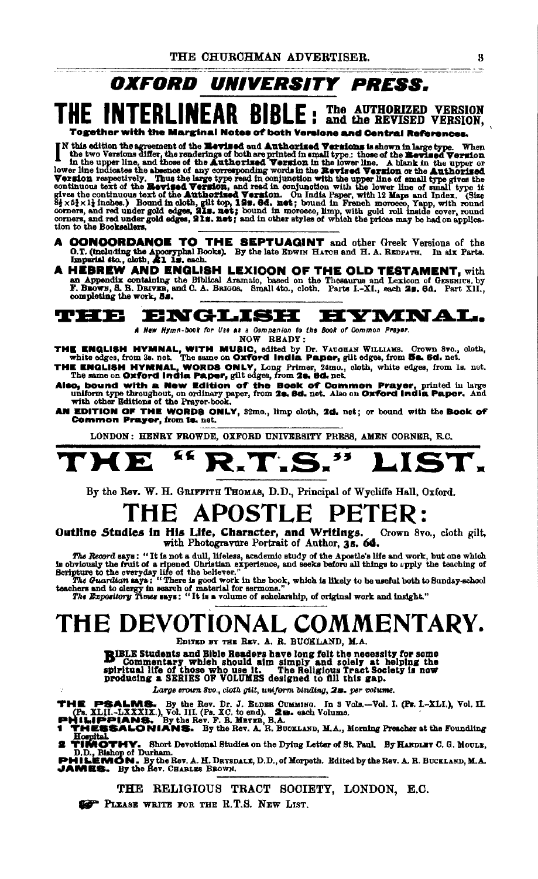# OXFORD UNIVERSITY PRESS.

## THE INTERLINEAR BIBLE: The AUTHORIZED VERSION and the REVISED VERSION,

**Together with the Marginal Notes of both Versions and Central References.**

IN this edition the agreement of the **Revised** and **Authorized Versions** is shown in large type. When the two Versions differ, the renderings of both are printed in small type: those of the **Revised Version** in the upper line, and those of the **Authorized Version** in the lower line. A blank in the upper or lower line indicates the absence of any corresponding words in the **Revised Version** or the **Authorized Version** respectively. Thus the large type read in conjunction with the upper line of small type gives the continuous text of the **Revised Version**, and read in conjunction with the lower line of small type it gives the continuous text of the **Authorized Version**. On India Paper, with 12 Maps and Index. (Size 8¼ × 5¾ × 1½ inches.) Bound in cloth, gilt top, **12s. 6d. net**; bound in French morocco, Yapp, with round corners, and red under gold edges, **21s. net**; bound in morocco, limp, with gold roll inside cover, round corners, and red under gold edges, **21s. net**; and in other styles of which the prices may be had on application to the Booksellers.

**A CONCORDANCE TO THE SEPTUAGINT** and other Greek Versions of the **O.T. (including the Apocryphal Books)**. By the late EDWIN HATCH and H. A. REDPATH. In six Parts. Imperial 4to., cloth, **£1 1s.** each.

**A HEBREW AND ENGLISH LEXICON OF THE OLD TESTAMENT,** with an Appendix containing the Biblical Aramaic, based on the Thesaurus and Lexicon of GESENIUS, by F. BROWN, S. R. DRIVER, and C. A. BRIGGS. Small 4to., cloth. Parts I.–XI., each **2s. 6d.** Part XII., completing the work, **5s.**

## THE ENGLISH HYMNAL.

*A New Hymn-book for Use as a Companion to the Book of Common Prayer.*

NOW READY:

**THE ENGLISH HYMNAL, WITH MUSIC,** edited by Dr. VAUGHAN WILLIAMS. Crown 8vo., cloth, white edges, from 3s. net. The same on **Oxford India Paper,** gilt edges, from **5s. 6d.** net.

**THE ENGLISH HYMNAL, WORDS ONLY,** Long Primer, 24mo., cloth, white edges, from 1s. net. The same on **Oxford India Paper,** gilt edges, from **2s. 6d.** net.

**Also, bound with a New Edition of the Book of Common Prayer,** printed in large uniform type throughout, on ordinary paper, from **2s. 6d.** net. Also on **Oxford India Paper.** And with other Editions of the Prayer-book.

**AN EDITION OF THE WORDS ONLY,** 32mo., limp cloth, **2d.** net; or bound with the **Book of Common Prayer,** from **1s.** net.

LONDON: HENRY FROWDE, OXFORD UNIVERSITY PRESS, AMEN CORNER, E.C.

# THE "R.T.S." LIST.

By the Rev. W. H. GRIFFITH THOMAS, D.D., Principal of Wycliffe Hall, Oxford.

## THE APOSTLE PETER:

**Outline Studies in His Life, Character, and Writings.** Crown 8vo., cloth gilt, with Photogravure Portrait of Author, **3s. 6d.**

*The Record* says: "It is not a dull, lifeless, academic study of the Apostle's life and work, but one which is obviously the fruit of a ripened Christian experience, and seeks before all things to apply the teaching of Scripture to the everyday life of the believer."

*The Guardian* says: "There is good work in the book, which is likely to be useful both to Sunday-school teachers and to clergy in search of material for sermons."

*The Expository Times* says: "It is a volume of scholarship, of original work and insight."

## THE DEVOTIONAL COMMENTARY.

EDITED BY THE REV. A. R. BUCKLAND, M.A.

**BIBLE Students and Bible Readers have long felt the necessity for some Commentary which should aim simply and solely at helping the spiritual life of those who use it. The Religious Tract Society is now producing a SERIES OF VOLUMES designed to fill this gap.**

*Large crown 8vo., cloth gilt, uniform binding,* **2s.** *per volume.*

**THE PSALMS.** By the Rev. Dr. J. ELDER CUMMING. In 3 Vols.—Vol. I. (Ps. I.–XLI.), Vol. II. (Ps. XLII.–LXXXIX.), Vol. III. (Ps. XC. to end). **2s.** each Volume.

**PHILIPPIANS.** By the Rev. F. B. MEYER, B.A.

**1 THESSALONIANS.** By the Rev. A. R. BUCKLAND, M.A., Morning Preacher at the Foundling Hospital.

**2 TIMOTHY.** Short Devotional Studies on the Dying Letter of St. Paul. By HANDLEY C. G. MOULE, D.D., Bishop of Durham.

**PHILEMON.** By the Rev. A. H. DRYSDALE, D.D., of Morpeth. Edited by the Rev. A. R. BUCKLAND, M.A.

**JAMES.** By the Rev. CHARLES BROWN.

THE RELIGIOUS TRACT SOCIETY, LONDON, E.C.

☞ PLEASE WRITE FOR THE R.T.S. NEW LIST.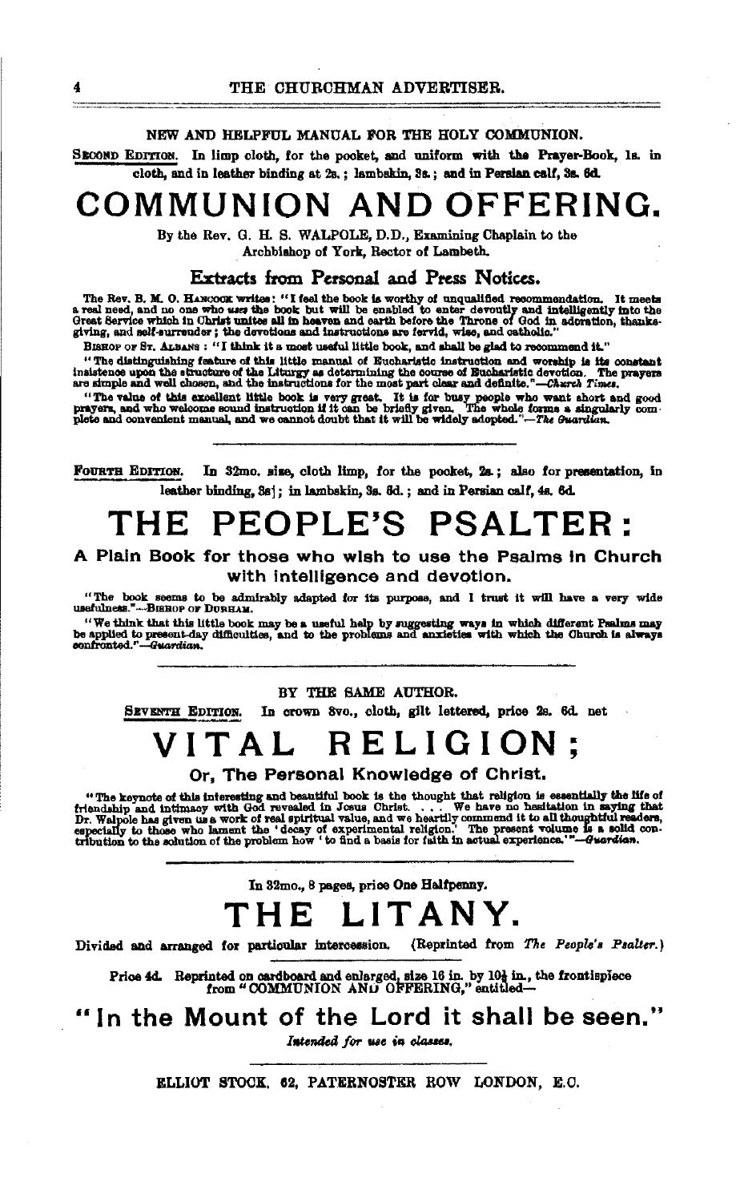NEW AND HELPFUL MANUAL FOR THE HOLY COMMUNION.

SECOND EDITION. In limp cloth, for the pocket, and uniform with the Prayer-Book, 1s. in cloth, and in leather binding at 2s.; lambskin, 3s.; and in Persian calf, 3s. 6d.

# COMMUNION AND OFFERING.

By the Rev. G. H. S. WALPOLE, D.D., Examining Chaplain to the Archbishop of York, Rector of Lambeth.

## Extracts from Personal and Press Notices.

The Rev. B. M. O. HANCOCK writes: "I feel the book is worthy of unqualified recommendation. It meets a real need, and no one who *uses* the book but will be enabled to enter devoutly and intelligently into the Great Service which in Christ unites all in heaven and earth before the Throne of God in adoration, thanksgiving, and self-surrender; the devotions and instructions are fervid, wise, and catholic."

BISHOP OF ST. ALBANS: "I think it a most useful little book, and shall be glad to recommend it."

"The distinguishing feature of this little manual of Eucharistic instruction and worship is its constant insistence upon the structure of the Liturgy as determining the course of Eucharistic devotion. The prayers are simple and well chosen, and the instructions for the most part clear and definite."—*Church Times.*

"The value of this excellent little book is very great. It is for busy people who want short and good prayers, and who welcome sound instruction if it can be briefly given. The whole forms a singularly complete and convenient manual, and we cannot doubt that it will be widely adopted."—*The Guardian.*

---

FOURTH EDITION. In 32mo. size, cloth limp, for the pocket, 2s.; also for presentation, in leather binding, 3s.; in lambskin, 3s. 6d.; and in Persian calf, 4s. 6d.

# THE PEOPLE'S PSALTER:

### A Plain Book for those who wish to use the Psalms in Church with intelligence and devotion.

"The book seems to be admirably adapted for its purpose, and I trust it will have a very wide usefulness."—BISHOP OF DURHAM.

"We think that this little book may be a useful help by suggesting ways in which different Psalms may be applied to present-day difficulties, and to the problems and anxieties with which the Church is always confronted."—*Guardian.*

---

BY THE SAME AUTHOR.

SEVENTH EDITION. In crown 8vo., cloth, gilt lettered, price 2s. 6d. net

# VITAL RELIGION;

### Or, The Personal Knowledge of Christ.

"The keynote of this interesting and beautiful book is the thought that religion is essentially the life of friendship and intimacy with God revealed in Jesus Christ. . . . We have no hesitation in saying that Dr. Walpole has given us a work of real spiritual value, and we heartily commend it to all thoughtful readers, especially to those who lament the 'decay of experimental religion.' The present volume is a solid contribution to the solution of the problem how 'to find a basis for faith in actual experience.'"—*Guardian.*

---

In 32mo., 8 pages, price One Halfpenny.

# THE LITANY.

Divided and arranged for particular intercession. (Reprinted from *The People's Psalter.*)

---

Price 4d. Reprinted on cardboard and enlarged, size 16 in. by 10½ in., the frontispiece from "COMMUNION AND OFFERING," entitled—

## "In the Mount of the Lord it shall be seen."

*Intended for use in classes.*

---

ELLIOT STOCK, 62, PATERNOSTER ROW LONDON, E.C.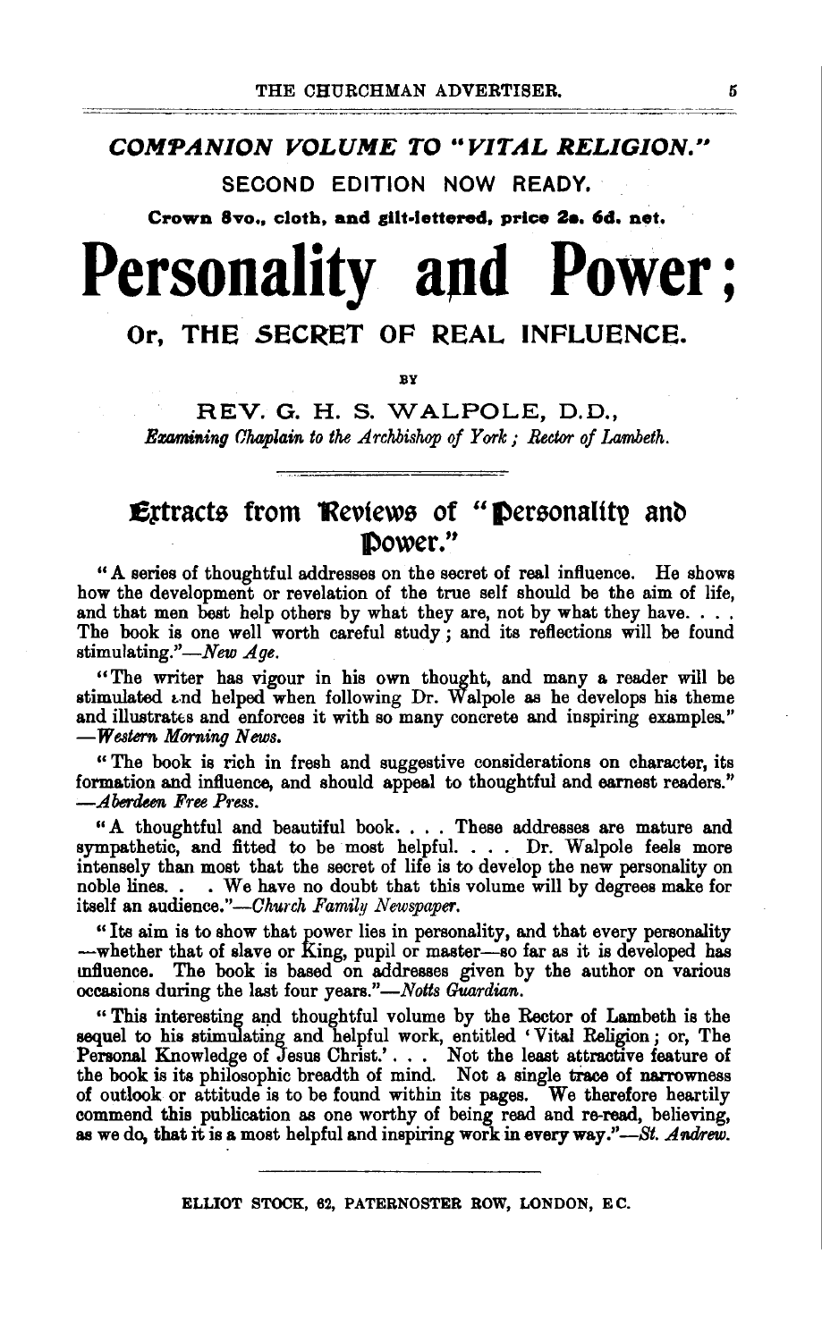***COMPANION VOLUME TO "VITAL RELIGION."***

**SECOND EDITION NOW READY.**

**Crown 8vo., cloth, and gilt-lettered, price 2s. 6d. net.**

# Personality and Power;

## Or, THE SECRET OF REAL INFLUENCE.

BY

REV. G. H. S. WALPOLE, D.D.,

*Examining Chaplain to the Archbishop of York; Rector of Lambeth.*

---

## Extracts from Reviews of "Personality and Power."

"A series of thoughtful addresses on the secret of real influence. He shows how the development or revelation of the true self should be the aim of life, and that men best help others by what they are, not by what they have. . . . The book is one well worth careful study; and its reflections will be found stimulating."—*New Age.*

"The writer has vigour in his own thought, and many a reader will be stimulated and helped when following Dr. Walpole as he develops his theme and illustrates and enforces it with so many concrete and inspiring examples." —*Western Morning News.*

"The book is rich in fresh and suggestive considerations on character, its formation and influence, and should appeal to thoughtful and earnest readers." —*Aberdeen Free Press.*

"A thoughtful and beautiful book. . . . These addresses are mature and sympathetic, and fitted to be most helpful. . . . Dr. Walpole feels more intensely than most that the secret of life is to develop the new personality on noble lines. . . We have no doubt that this volume will by degrees make for itself an audience."—*Church Family Newspaper.*

"Its aim is to show that power lies in personality, and that every personality —whether that of slave or King, pupil or master—so far as it is developed has influence. The book is based on addresses given by the author on various occasions during the last four years."—*Notts Guardian.*

"This interesting and thoughtful volume by the Rector of Lambeth is the sequel to his stimulating and helpful work, entitled 'Vital Religion; or, The Personal Knowledge of Jesus Christ.' . . . Not the least attractive feature of the book is its philosophic breadth of mind. Not a single trace of narrowness of outlook or attitude is to be found within its pages. We therefore heartily commend this publication as one worthy of being read and re-read, believing, as we do, that it is a most helpful and inspiring work in every way."—*St. Andrew.*

---

ELLIOT STOCK, 62, PATERNOSTER ROW, LONDON, E.C.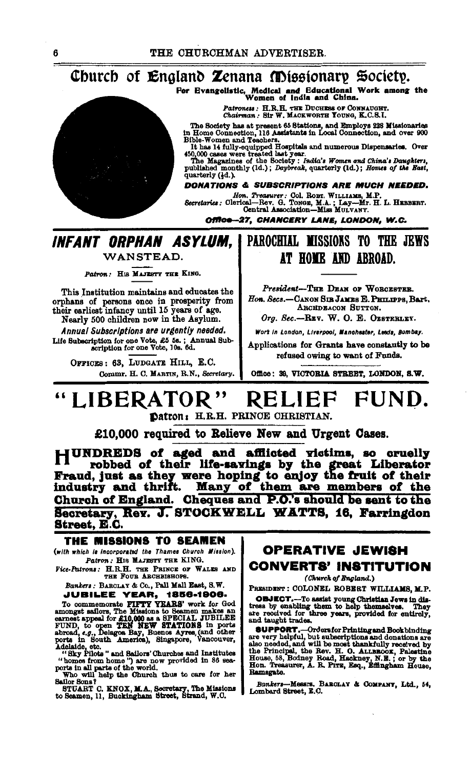# Church of England Zenana Missionary Society.

**For Evangelistic, Medical and Educational Work among the Women of India and China.**

*Patroness:* H.R.H. THE DUCHESS OF CONNAUGHT.
*Chairman:* Sir W. MACKWORTH YOUNG, K.C.S.I.

The Society has at present 65 Stations, and Employs 228 Missionaries in Home Connection, 116 Assistants in Local Connection, and over 900 Bible-Women and Teachers.

It has 14 fully-equipped Hospitals and numerous Dispensaries. Over 450,000 cases were treated last year.

The Magazines of the Society: *India's Women and China's Daughters*, published monthly (1d.); *Daybreak*, quarterly (1d.); *Homes of the East*, quarterly (½d.).

***DONATIONS & SUBSCRIPTIONS ARE MUCH NEEDED.***

*Hon. Treasurer:* Col. ROBT. WILLIAMS, M.P.
*Secretaries:* Clerical—Rev. G. TONGE, M.A.; Lay—Mr. H. L. HEBBERT.
Central Association—Miss MULVANY.

***Office—27, CHANCERY LANE, LONDON, W.C.***

## *INFANT ORPHAN ASYLUM,*
### WANSTEAD.

*Patron:* HIS MAJESTY THE KING.

This Institution maintains and educates the orphans of persons once in prosperity from their earliest infancy until 15 years of age.

Nearly 500 children now in the Asylum.

*Annual Subscriptions are urgently needed.*

Life Subscription for one Vote, £5 5s.; Annual Subscription for one Vote, 10s. 6d.

OFFICES: 63, LUDGATE HILL, E.C.

Commr. H. C. MARTIN, R.N., *Secretary.*

## PAROCHIAL MISSIONS TO THE JEWS AT HOME AND ABROAD.

*President*—THE DEAN OF WORCESTER.
*Hon. Secs.*—CANON SIR JAMES E. PHILIPPS, Bart. ARCHDEACON SUTTON.
*Org. Sec.*—REV. W. O. E. OESTERLEY.

*Work in London, Liverpool, Manchester, Leeds, Bombay.*

Applications for Grants have constantly to be refused owing to want of Funds.

Office: 39, VICTORIA STREET, LONDON, S.W.

# "LIBERATOR" RELIEF FUND.

**Patron:** H.R.H. PRINCE CHRISTIAN.

**£10,000 required to Relieve New and Urgent Cases.**

**HUNDREDS of aged and afflicted victims, so cruelly robbed of their life-savings by the great Liberator Fraud, just as they were hoping to enjoy the fruit of their industry and thrift. Many of them are members of the Church of England. Cheques and P.O.'s should be sent to the Secretary, Rev. J. STOCKWELL WATTS, 16, Farringdon Street, E.C.**

## THE MISSIONS TO SEAMEN

*(with which is incorporated the Thames Church Mission).*

*Patron:* HIS MAJESTY THE KING.
*Vice-Patrons:* H.R.H. THE PRINCE OF WALES AND THE FOUR ARCHBISHOPS.
*Bankers:* BARCLAY & Co., Pall Mall East, S.W.

**JUBILEE YEAR, 1856-1906.**

To commemorate **FIFTY YEARS'** work for God amongst sailors, The Missions to Seamen makes an earnest appeal for **£10,000** as a **SPECIAL JUBILEE FUND**, to open **TEN NEW STATIONS** in ports abroad, *e.g.*, Delagoa Bay, Buenos Ayres (and other ports in South America), Singapore, Vancouver, Adelaide, etc.

"Sky Pilots" and Sailors' Churches and Institutes "homes from home") are now provided in 86 seaports in all parts of the world.

Who will help the Church thus to care for her Sailor Sons?

STUART C. KNOX, M.A., Secretary, The Missions to Seamen, 11, Buckingham Street, Strand, W.C.

## OPERATIVE JEWISH CONVERTS' INSTITUTION

*(Church of England.)*

PRESIDENT: COLONEL ROBERT WILLIAMS, M.P.

**OBJECT.**—To assist young Christian Jews in distress by enabling them to help themselves. They are received for three years, provided for entirely, and taught trades.

**SUPPORT.**—Orders for Printing and Bookbinding are very helpful, but subscriptions and donations are also needed, and will be most thankfully received by the Principal, the Rev. H. O. ALLBROOK, Palestine House, 58, Bodney Road, Hackney, N.E.; or by the Hon. Treasurer, A. R. PITE, Esq., Effingham House, Ramsgate.

*Bankers*—Messrs. BARCLAY & COMPANY, Ltd., 54, Lombard Street, E.C.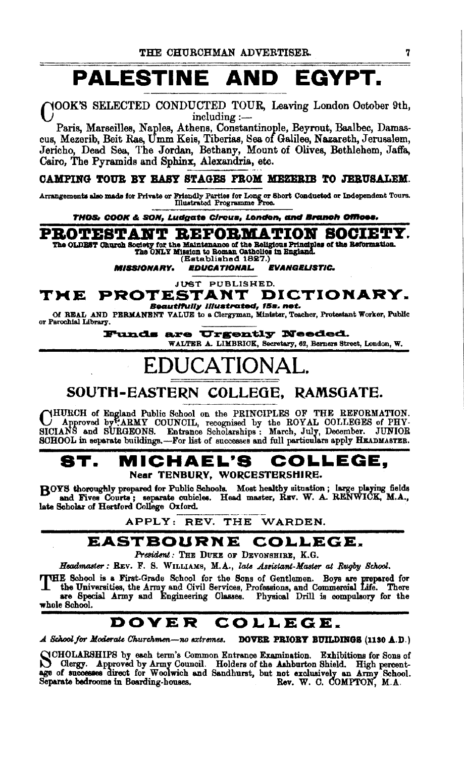# PALESTINE AND EGYPT.

COOK'S SELECTED CONDUCTED TOUR, Leaving London October 9th, including :—

Paris, Marseilles, Naples, Athens, Constantinople, Beyrout, Baalbec, Damascus, Mezerib, Beit Ras, Umm Keis, Tiberias, Sea of Galilee, Nazareth, Jerusalem, Jericho, Dead Sea, The Jordan, Bethany, Mount of Olives, Bethlehem, Jaffa, Cairo, The Pyramids and Sphinx, Alexandria, etc.

**CAMPING TOUR BY EASY STAGES FROM MEZERIB TO JERUSALEM.**

Arrangements also made for Private or Friendly Parties for Long or Short Conducted or Independent Tours. Illustrated Programme Free.

***THOS. COOK & SON, Ludgate Circus, London, and Branch Offices.***

# PROTESTANT REFORMATION SOCIETY.

**The OLDEST Church Society for the Maintenance of the Religious Principles of the Reformation. The ONLY Mission to Roman Catholics in England.**
(Established 1827.)

***MISSIONARY. EDUCATIONAL. EVANGELISTIC.***

JUST PUBLISHED.

## THE PROTESTANT DICTIONARY.

***Beautifully Illustrated, 15s. net.***

Of REAL AND PERMANENT VALUE to a Clergyman, Minister, Teacher, Protestant Worker, Public or Parochial Library.

**Funds are Urgently Needed.**

WALTER A. LIMBRICK, Secretary, 62, Berners Street, London, W.

# EDUCATIONAL.

## SOUTH-EASTERN COLLEGE, RAMSGATE.

CHURCH of England Public School on the PRINCIPLES OF THE REFORMATION. Approved by ARMY COUNCIL, recognised by the ROYAL COLLEGES of PHYSICIANS and SURGEONS. Entrance Scholarships: March, July, December. JUNIOR SCHOOL in separate buildings.—For list of successes and full particulars apply HEADMASTER.

## ST. MICHAEL'S COLLEGE,

**Near TENBURY, WORCESTERSHIRE.**

BOYS thoroughly prepared for Public Schools. Most healthy situation; large playing fields and Fives Courts; separate cubicles. Head master, REV. W. A. RENWICK, M.A., late Scholar of Hertford College Oxford.

APPLY: REV. THE WARDEN.

## EASTBOURNE COLLEGE.

*President*: THE DUKE OF DEVONSHIRE, K.G.

*Headmaster*: REV. F. S. WILLIAMS, M.A., *late Assistant-Master at Rugby School.*

THE School is a First-Grade School for the Sons of Gentlemen. Boys are prepared for the Universities, the Army and Civil Services, Professions, and Commercial Life. There are Special Army and Engineering Classes. Physical Drill is compulsory for the whole School.

## DOVER COLLEGE.

*A School for Moderate Churchmen—no extremes.* **DOVER PRIORY BUILDINGS (1130 A.D.)**

SCHOLARSHIPS by each term's Common Entrance Examination. Exhibitions for Sons of Clergy. Approved by Army Council. Holders of the Ashburton Shield. High percentage of successes direct for Woolwich and Sandhurst, but not exclusively an Army School. Separate bedrooms in Boarding-houses. Rev. W. C. COMPTON, M.A.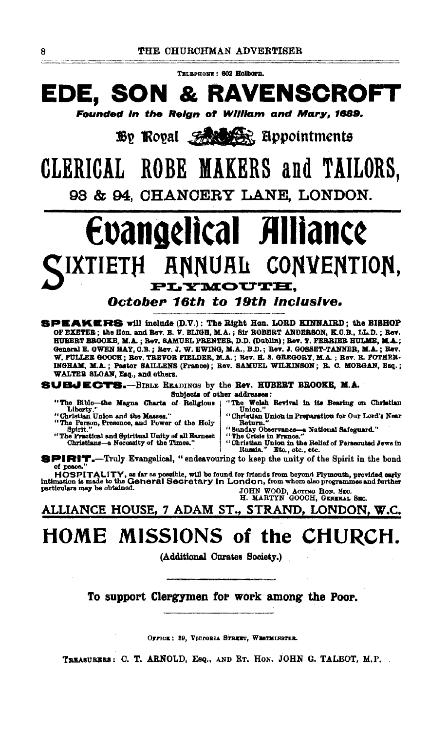TELEPHONE: 602 Holborn.

# EDE, SON & RAVENSCROFT

***Founded in the Reign of William and Mary, 1689.***

By Royal Appointments

# CLERICAL ROBE MAKERS and TAILORS,

## 93 & 94, CHANCERY LANE, LONDON.

---

# Evangelical Alliance

## SIXTIETH ANNUAL CONVENTION,

### PLYMOUTH,

***October 16th to 19th inclusive.***

**SPEAKERS** will include (D.V.): The Right Hon. LORD KINNAIRD; the BISHOP OF EXETER; the Hon. and Rev. E. V. BLIGH, M.A.; Sir ROBERT ANDERSON, K.C.B., LL.D.; Rev. HUBERT BROOKE, M.A.; Rev. SAMUEL PRENTER, D.D. (Dublin); Rev. T. FERRIER HULME, M.A.; General E. OWEN HAY, C.B.; Rev. J. W. EWING, M.A., B.D.; Rev. J. GOSSET-TANNER, M.A.; Rev. W. FULLER GOOCH; Rev. TREVOR FIELDER, M.A.; Rev. H. S. GREGORY, M.A.; Rev. R. FOTHERINGHAM, M.A.; Pastor SAILLENS (France); Rev. SAMUEL WILKINSON; R. C. MORGAN, Esq.; WALTER SLOAN, Esq., and others.

**SUBJECTS.**—BIBLE READINGS by the Rev. HUBERT BROOKE, M.A.

Subjects of other addresses:

"The Bible—the Magna Charta of Religious Liberty."
"Christian Union and the Masses."
"The Person, Presence, and Power of the Holy Spirit."
"The Practical and Spiritual Unity of all Earnest Christians—a Necessity of the Times."
"The Welsh Revival in its Bearing on Christian Union."
"Christian Union in Preparation for Our Lord's Near Return."
"Sunday Observance—a National Safeguard."
"The Crisis in France."
"Christian Union in the Relief of Persecuted Jews in Russia." Etc., etc., etc.

**SPIRIT.**—Truly Evangelical, "endeavouring to keep the unity of the Spirit in the bond of peace."

**HOSPITALITY**, as far as possible, will be found for friends from beyond Plymouth, provided early intimation is made to the **General Secretary in London**, from whom also programmes and further particulars may be obtained.

JOHN WOOD, ACTING HON. SEC.
H. MARTYN GOOCH, GENERAL SEC.

**ALLIANCE HOUSE, 7 ADAM ST., STRAND, LONDON, W.C.**

# HOME MISSIONS of the CHURCH.

(Additional Curates Society.)

---

**To support Clergymen for work among the Poor.**

---

OFFICE: 39, VICTORIA STREET, WESTMINSTER.

TREASURERS: C. T. ARNOLD, ESQ., AND RT. HON. JOHN G. TALBOT, M.P.